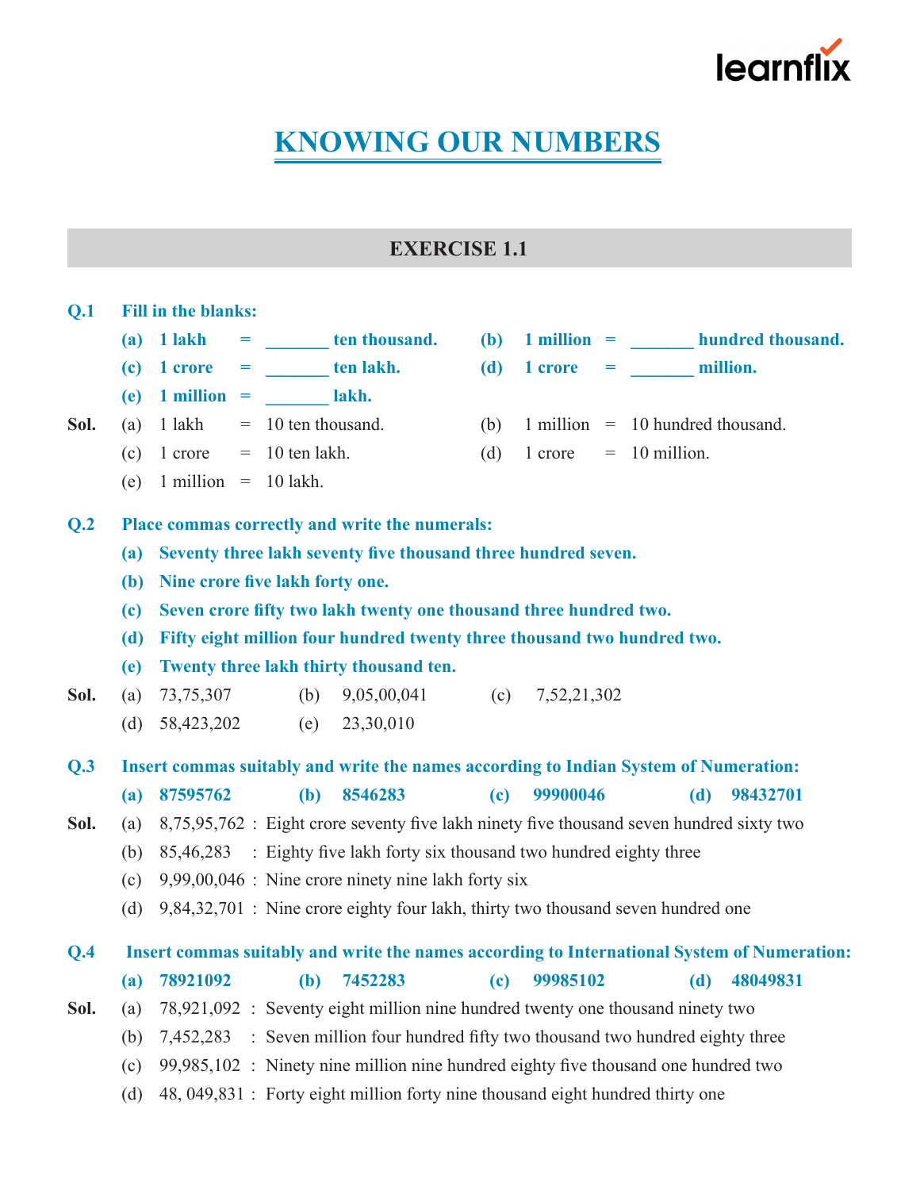# KNOWING OUR NUMBERS

## EXERCISE 1.1

**Q.1 Fill in the blanks:**

**(a) 1 lakh = _______ ten thousand.**

**(b) 1 million = _______ hundred thousand.**

**(c) 1 crore = _______ ten lakh.**

**(d) 1 crore = _______ million.**

**(e) 1 million = _______ lakh.**

**Sol.** (a) 1 lakh = 10 ten thousand.

(b) 1 million = 10 hundred thousand.

(c) 1 crore = 10 ten lakh.

(d) 1 crore = 10 million.

(e) 1 million = 10 lakh.

**Q.2 Place commas correctly and write the numerals:**

**(a) Seventy three lakh seventy five thousand three hundred seven.**

**(b) Nine crore five lakh forty one.**

**(c) Seven crore fifty two lakh twenty one thousand three hundred two.**

**(d) Fifty eight million four hundred twenty three thousand two hundred two.**

**(e) Twenty three lakh thirty thousand ten.**

**Sol.** (a) 73,75,307 (b) 9,05,00,041 (c) 7,52,21,302

(d) 58,423,202 (e) 23,30,010

**Q.3 Insert commas suitably and write the names according to Indian System of Numeration:**

**(a) 87595762 (b) 8546283 (c) 99900046 (d) 98432701**

**Sol.** (a) 8,75,95,762 : Eight crore seventy five lakh ninety five thousand seven hundred sixty two

(b) 85,46,283 : Eighty five lakh forty six thousand two hundred eighty three

(c) 9,99,00,046 : Nine crore ninety nine lakh forty six

(d) 9,84,32,701 : Nine crore eighty four lakh, thirty two thousand seven hundred one

**Q.4 Insert commas suitably and write the names according to International System of Numeration:**

**(a) 78921092 (b) 7452283 (c) 99985102 (d) 48049831**

**Sol.** (a) 78,921,092 : Seventy eight million nine hundred twenty one thousand ninety two

(b) 7,452,283 : Seven million four hundred fifty two thousand two hundred eighty three

(c) 99,985,102 : Ninety nine million nine hundred eighty five thousand one hundred two

(d) 48, 049,831 : Forty eight million forty nine thousand eight hundred thirty one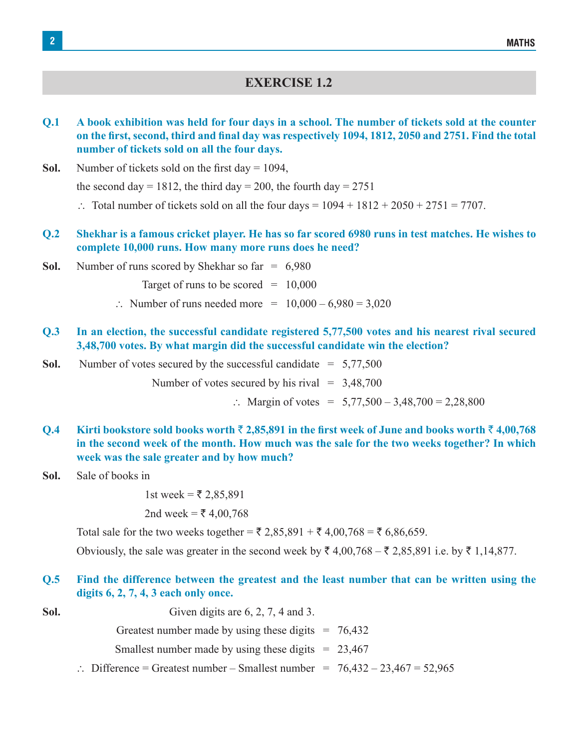## EXERCISE 1.2

**Q.1 A book exhibition was held for four days in a school. The number of tickets sold at the counter on the first, second, third and final day was respectively 1094, 1812, 2050 and 2751. Find the total number of tickets sold on all the four days.**

**Sol.** Number of tickets sold on the first day = 1094,

the second day = 1812, the third day = 200, the fourth day = 2751

∴ Total number of tickets sold on all the four days = 1094 + 1812 + 2050 + 2751 = 7707.

**Q.2 Shekhar is a famous cricket player. He has so far scored 6980 runs in test matches. He wishes to complete 10,000 runs. How many more runs does he need?**

**Sol.** Number of runs scored by Shekhar so far = 6,980

Target of runs to be scored = 10,000

∴ Number of runs needed more = 10,000 – 6,980 = 3,020

**Q.3 In an election, the successful candidate registered 5,77,500 votes and his nearest rival secured 3,48,700 votes. By what margin did the successful candidate win the election?**

**Sol.** Number of votes secured by the successful candidate = 5,77,500

Number of votes secured by his rival = 3,48,700

∴ Margin of votes = 5,77,500 – 3,48,700 = 2,28,800

**Q.4 Kirti bookstore sold books worth ₹ 2,85,891 in the first week of June and books worth ₹ 4,00,768 in the second week of the month. How much was the sale for the two weeks together? In which week was the sale greater and by how much?**

**Sol.** Sale of books in

1st week = ₹ 2,85,891

2nd week = ₹ 4,00,768

Total sale for the two weeks together = ₹ 2,85,891 + ₹ 4,00,768 = ₹ 6,86,659.

Obviously, the sale was greater in the second week by ₹ 4,00,768 – ₹ 2,85,891 i.e. by ₹ 1,14,877.

**Q.5 Find the difference between the greatest and the least number that can be written using the digits 6, 2, 7, 4, 3 each only once.**

**Sol.** Given digits are 6, 2, 7, 4 and 3.

Greatest number made by using these digits = 76,432

Smallest number made by using these digits = 23,467

∴ Difference = Greatest number – Smallest number = 76,432 – 23,467 = 52,965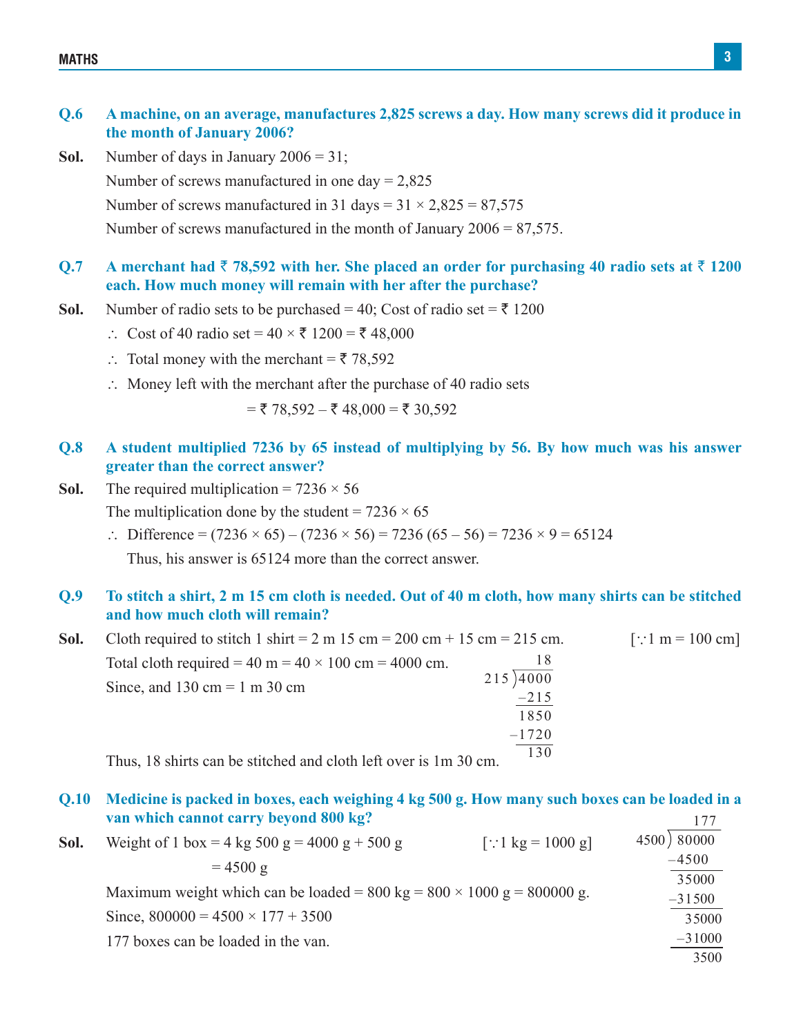**Q.6 A machine, on an average, manufactures 2,825 screws a day. How many screws did it produce in the month of January 2006?**

**Sol.** Number of days in January 2006 = 31;

Number of screws manufactured in one day = 2,825

Number of screws manufactured in 31 days = 31 × 2,825 = 87,575

Number of screws manufactured in the month of January 2006 = 87,575.

**Q.7 A merchant had ₹ 78,592 with her. She placed an order for purchasing 40 radio sets at ₹ 1200 each. How much money will remain with her after the purchase?**

**Sol.** Number of radio sets to be purchased = 40; Cost of radio set = ₹ 1200

∴ Cost of 40 radio set = 40 × ₹ 1200 = ₹ 48,000

∴ Total money with the merchant = ₹ 78,592

∴ Money left with the merchant after the purchase of 40 radio sets

= ₹ 78,592 – ₹ 48,000 = ₹ 30,592

**Q.8 A student multiplied 7236 by 65 instead of multiplying by 56. By how much was his answer greater than the correct answer?**

**Sol.** The required multiplication = 7236 × 56

The multiplication done by the student = 7236 × 65

∴ Difference = (7236 × 65) – (7236 × 56) = 7236 (65 – 56) = 7236 × 9 = 65124

Thus, his answer is 65124 more than the correct answer.

**Q.9 To stitch a shirt, 2 m 15 cm cloth is needed. Out of 40 m cloth, how many shirts can be stitched and how much cloth will remain?**

**Sol.** Cloth required to stitch 1 shirt = 2 m 15 cm = 200 cm + 15 cm = 215 cm. [∵1 m = 100 cm]

Total cloth required = 40 m = 40 × 100 cm = 4000 cm.

Since, and 130 cm = 1 m 30 cm

```
       18
215 ) 4000
     -215
     1850
    -1720
      130
```

Thus, 18 shirts can be stitched and cloth left over is 1m 30 cm.

**Q.10 Medicine is packed in boxes, each weighing 4 kg 500 g. How many such boxes can be loaded in a van which cannot carry beyond 800 kg?**

**Sol.** Weight of 1 box = 4 kg 500 g = 4000 g + 500 g [∵1 kg = 1000 g]

= 4500 g

Maximum weight which can be loaded = 800 kg = 800 × 1000 g = 800000 g.

Since, 800000 = 4500 × 177 + 3500

177 boxes can be loaded in the van.

```
         177
4500 ) 80000
      -4500
       35000
      -31500
       35000
      -31000
        3500
```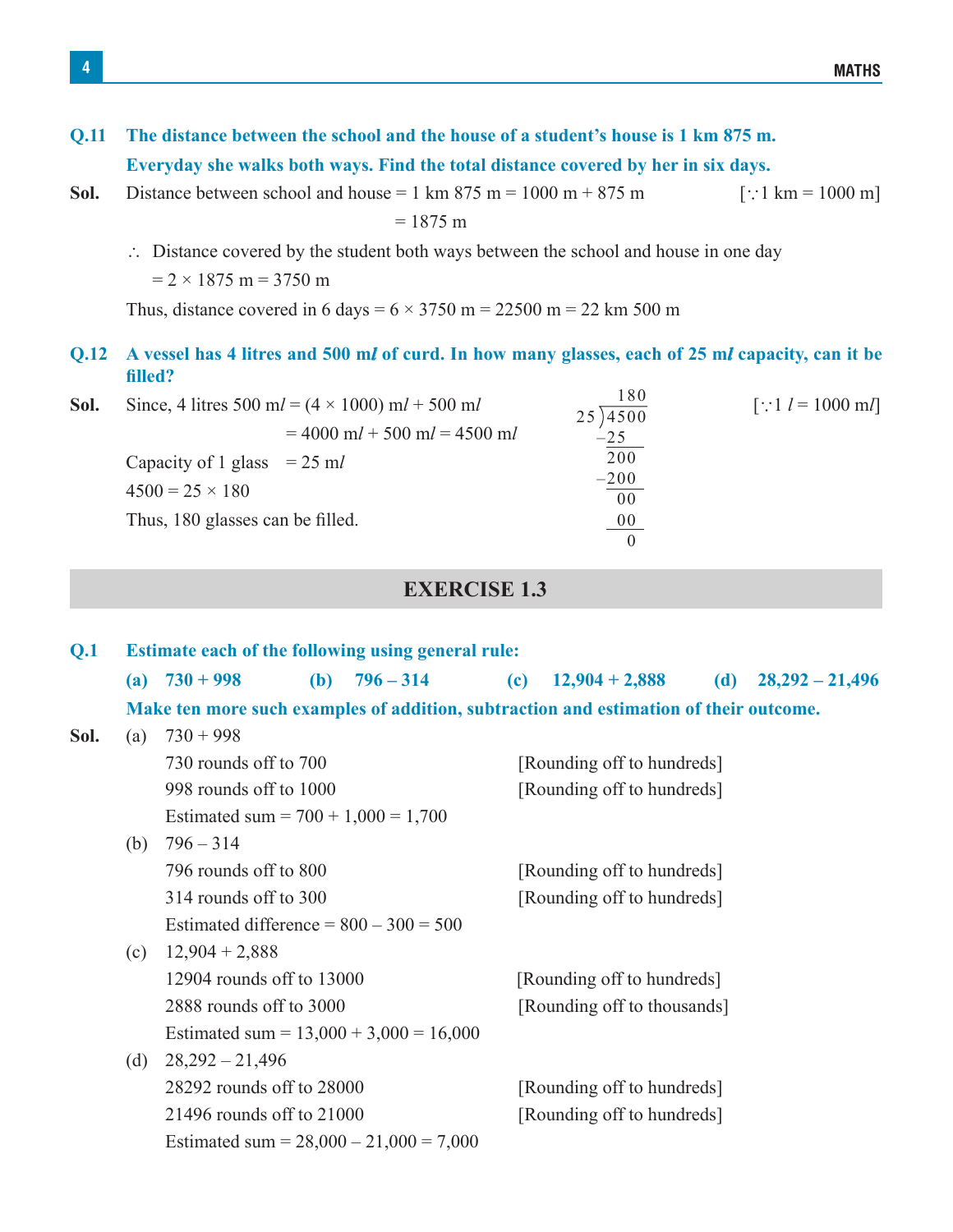**Q.11 The distance between the school and the house of a student's house is 1 km 875 m. Everyday she walks both ways. Find the total distance covered by her in six days.**

**Sol.** Distance between school and house = 1 km 875 m = 1000 m + 875 m [$\because$ 1 km = 1000 m]

= 1875 m

$\therefore$ Distance covered by the student both ways between the school and house in one day

= 2 × 1875 m = 3750 m

Thus, distance covered in 6 days = 6 × 3750 m = 22500 m = 22 km 500 m

**Q.12 A vessel has 4 litres and 500 m*l* of curd. In how many glasses, each of 25 m*l* capacity, can it be filled?**

**Sol.** Since, 4 litres 500 m*l* = (4 × 1000) m*l* + 500 m*l* [$\because$ 1 *l* = 1000 m*l*]

= 4000 m*l* + 500 m*l* = 4500 m*l*

Capacity of 1 glass = 25 m*l*

4500 = 25 × 180

Thus, 180 glasses can be filled.

```
       180
   25)4500
     -25
      200
     -200
       00
       00
        0
```

## EXERCISE 1.3

**Q.1 Estimate each of the following using general rule:**

**(a) 730 + 998 (b) 796 – 314 (c) 12,904 + 2,888 (d) 28,292 – 21,496**

**Make ten more such examples of addition, subtraction and estimation of their outcome.**

**Sol.** (a) 730 + 998

730 rounds off to 700 [Rounding off to hundreds]

998 rounds off to 1000 [Rounding off to hundreds]

Estimated sum = 700 + 1,000 = 1,700

(b) 796 – 314

796 rounds off to 800 [Rounding off to hundreds]

314 rounds off to 300 [Rounding off to hundreds]

Estimated difference = 800 – 300 = 500

(c) 12,904 + 2,888

12904 rounds off to 13000 [Rounding off to hundreds]

2888 rounds off to 3000 [Rounding off to thousands]

Estimated sum = 13,000 + 3,000 = 16,000

(d) 28,292 – 21,496

28292 rounds off to 28000 [Rounding off to hundreds]

21496 rounds off to 21000 [Rounding off to hundreds]

Estimated sum = 28,000 – 21,000 = 7,000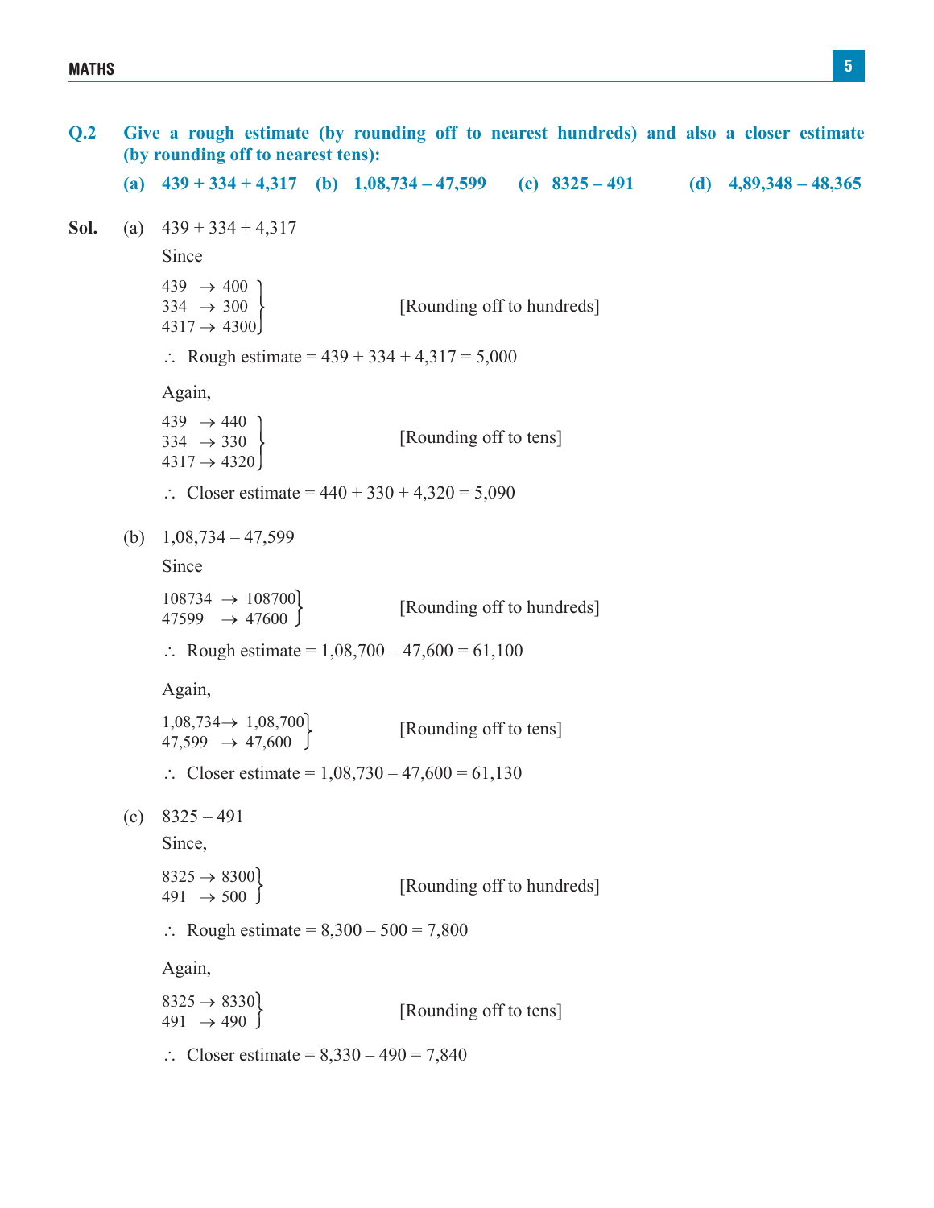**Q.2 Give a rough estimate (by rounding off to nearest hundreds) and also a closer estimate (by rounding off to nearest tens):**

**(a) 439 + 334 + 4,317 (b) 1,08,734 – 47,599 (c) 8325 – 491 (d) 4,89,348 – 48,365**

**Sol.** (a) 439 + 334 + 4,317

Since

$$\left.\begin{array}{l} 439 \rightarrow 400 \\ 334 \rightarrow 300 \\ 4317 \rightarrow 4300 \end{array}\right\} \quad \text{[Rounding off to hundreds]}$$

$\therefore$ Rough estimate = 439 + 334 + 4,317 = 5,000

Again,

$$\left.\begin{array}{l} 439 \rightarrow 440 \\ 334 \rightarrow 330 \\ 4317 \rightarrow 4320 \end{array}\right\} \quad \text{[Rounding off to tens]}$$

$\therefore$ Closer estimate = 440 + 330 + 4,320 = 5,090

(b) 1,08,734 – 47,599

Since

$$\left.\begin{array}{l} 108734 \rightarrow 108700 \\ 47599 \rightarrow 47600 \end{array}\right\} \quad \text{[Rounding off to hundreds]}$$

$\therefore$ Rough estimate = 1,08,700 – 47,600 = 61,100

Again,

$$\left.\begin{array}{l} 1{,}08{,}734 \rightarrow 1{,}08{,}700 \\ 47{,}599 \rightarrow 47{,}600 \end{array}\right\} \quad \text{[Rounding off to tens]}$$

$\therefore$ Closer estimate = 1,08,730 – 47,600 = 61,130

(c) 8325 – 491

Since,

$$\left.\begin{array}{l} 8325 \rightarrow 8300 \\ 491 \rightarrow 500 \end{array}\right\} \quad \text{[Rounding off to hundreds]}$$

$\therefore$ Rough estimate = 8,300 – 500 = 7,800

Again,

$$\left.\begin{array}{l} 8325 \rightarrow 8330 \\ 491 \rightarrow 490 \end{array}\right\} \quad \text{[Rounding off to tens]}$$

$\therefore$ Closer estimate = 8,330 – 490 = 7,840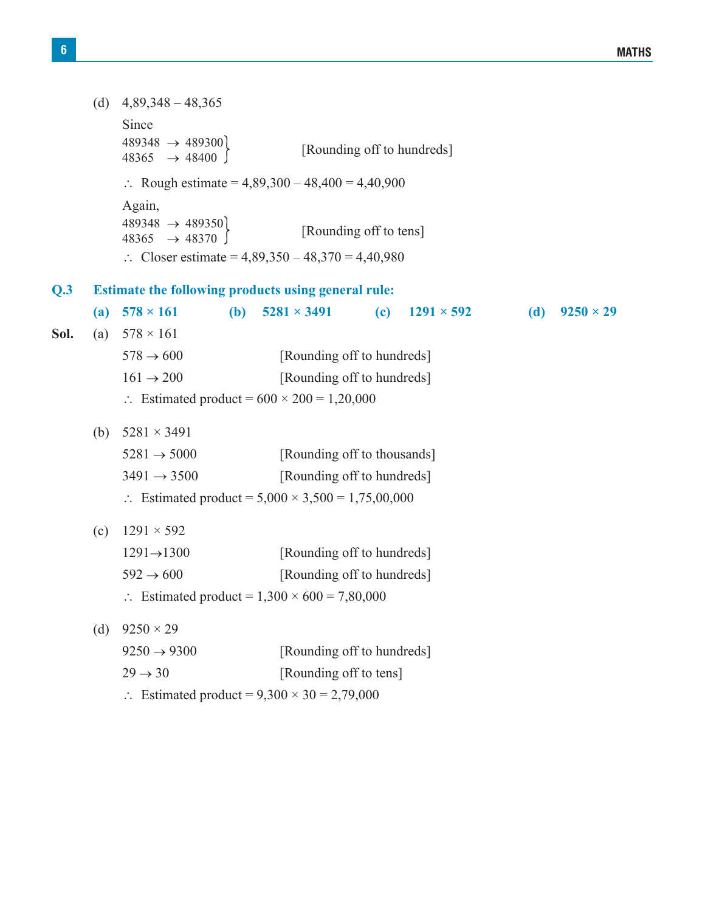(d) 4,89,348 – 48,365

Since

$$\left.\begin{array}{l} 489348 \rightarrow 489300 \\ 48365 \rightarrow 48400 \end{array}\right\} \quad \text{[Rounding off to hundreds]}$$

$\therefore$ Rough estimate = 4,89,300 – 48,400 = 4,40,900

Again,

$$\left.\begin{array}{l} 489348 \rightarrow 489350 \\ 48365 \rightarrow 48370 \end{array}\right\} \quad \text{[Rounding off to tens]}$$

$\therefore$ Closer estimate = 4,89,350 – 48,370 = 4,40,980

**Q.3 Estimate the following products using general rule:**

**(a) 578 × 161 (b) 5281 × 3491 (c) 1291 × 592 (d) 9250 × 29**

**Sol.** (a) 578 × 161

578 → 600 [Rounding off to hundreds]

161 → 200 [Rounding off to hundreds]

$\therefore$ Estimated product = 600 × 200 = 1,20,000

(b) 5281 × 3491

5281 → 5000 [Rounding off to thousands]

3491 → 3500 [Rounding off to hundreds]

$\therefore$ Estimated product = 5,000 × 3,500 = 1,75,00,000

(c) 1291 × 592

1291→1300 [Rounding off to hundreds]

592 → 600 [Rounding off to hundreds]

$\therefore$ Estimated product = 1,300 × 600 = 7,80,000

(d) 9250 × 29

9250 → 9300 [Rounding off to hundreds]

29 → 30 [Rounding off to tens]

$\therefore$ Estimated product = 9,300 × 30 = 2,79,000